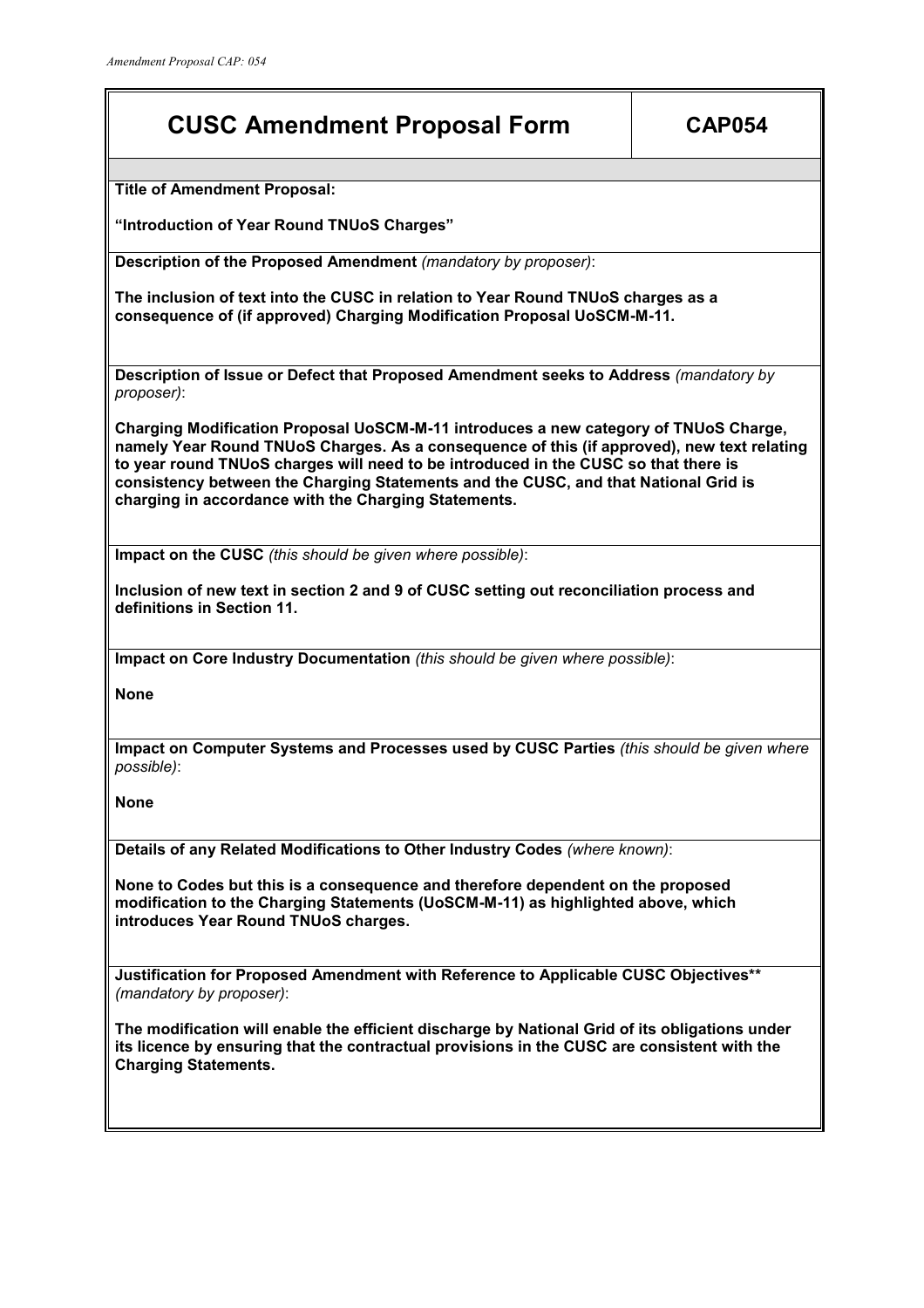# CUSC Amendment Proposal Form | CAP054

**Title of Amendment Proposal:**

**"Introduction of Year Round TNUoS Charges"**

**Description of the Proposed Amendment** *(mandatory by proposer)*:

**The inclusion of text into the CUSC in relation to Year Round TNUoS charges as a consequence of (if approved) Charging Modification Proposal UoSCM-M-11.**

**Description of Issue or Defect that Proposed Amendment seeks to Address** *(mandatory by proposer)*:

**Charging Modification Proposal UoSCM-M-11 introduces a new category of TNUoS Charge, namely Year Round TNUoS Charges. As a consequence of this (if approved), new text relating to year round TNUoS charges will need to be introduced in the CUSC so that there is consistency between the Charging Statements and the CUSC, and that National Grid is charging in accordance with the Charging Statements.**

**Impact on the CUSC** *(this should be given where possible)*:

**Inclusion of new text in section 2 and 9 of CUSC setting out reconciliation process and definitions in Section 11.**

**Impact on Core Industry Documentation** *(this should be given where possible)*:

**None**

**Impact on Computer Systems and Processes used by CUSC Parties** *(this should be given where possible)*:

**None**

**Details of any Related Modifications to Other Industry Codes** *(where known)*:

**None to Codes but this is a consequence and therefore dependent on the proposed modification to the Charging Statements (UoSCM-M-11) as highlighted above, which introduces Year Round TNUoS charges.**

**Justification for Proposed Amendment with Reference to Applicable CUSC Objectives\*\*** *(mandatory by proposer)*:

**The modification will enable the efficient discharge by National Grid of its obligations under its licence by ensuring that the contractual provisions in the CUSC are consistent with the Charging Statements.**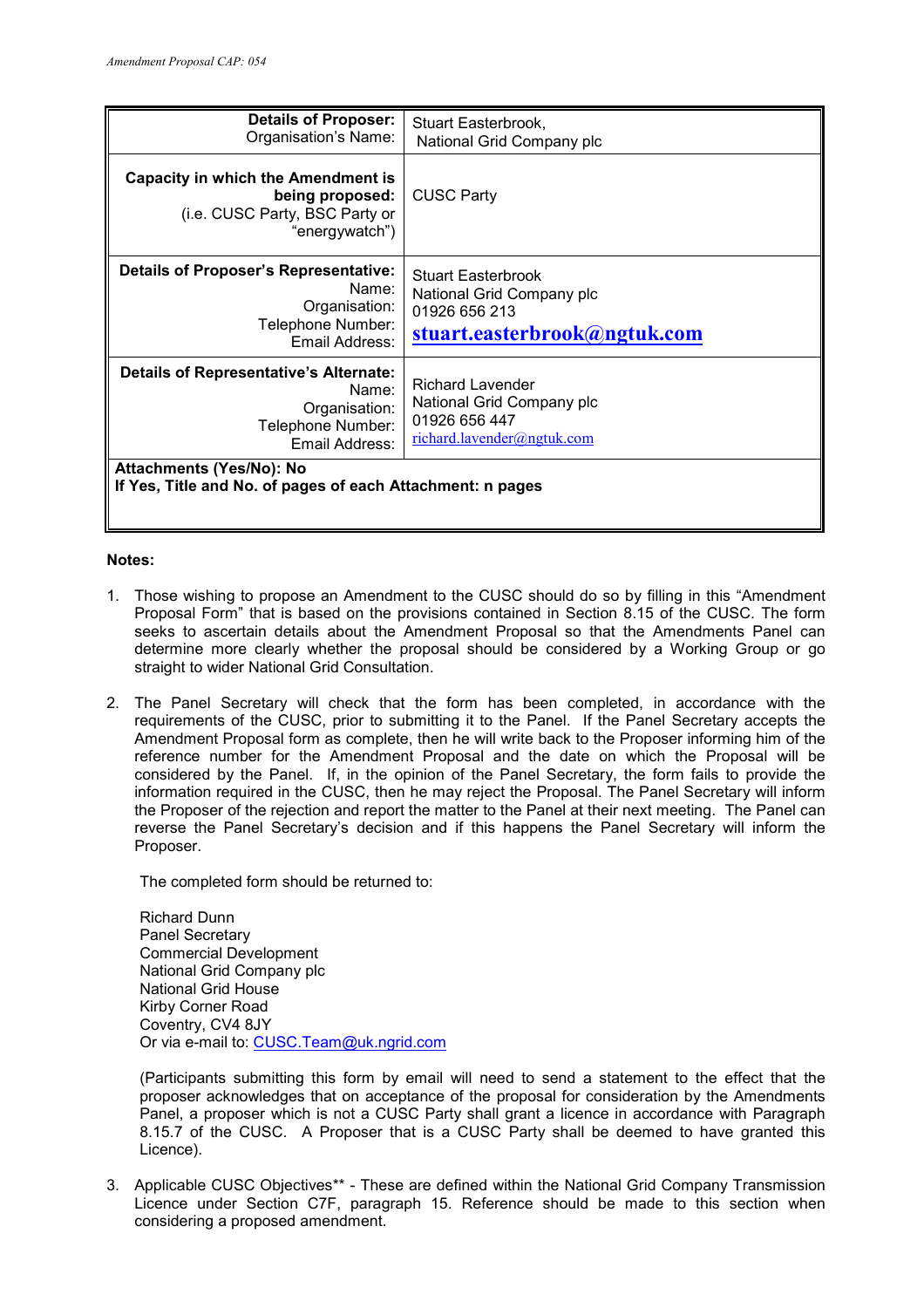| | |
|---|---|
| **Details of Proposer:** Organisation's Name: | Stuart Easterbrook, National Grid Company plc |
| **Capacity in which the Amendment is being proposed:** (i.e. CUSC Party, BSC Party or "energywatch") | CUSC Party |
| **Details of Proposer's Representative:** Name: Organisation: Telephone Number: Email Address: | Stuart Easterbrook National Grid Company plc 01926 656 213 **stuart.easterbrook@ngtuk.com** |
| **Details of Representative's Alternate:** Name: Organisation: Telephone Number: Email Address: | Richard Lavender National Grid Company plc 01926 656 447 richard.lavender@ngtuk.com |
| **Attachments (Yes/No): No** **If Yes, Title and No. of pages of each Attachment: n pages** | |

**Notes:**

1. Those wishing to propose an Amendment to the CUSC should do so by filling in this "Amendment Proposal Form" that is based on the provisions contained in Section 8.15 of the CUSC. The form seeks to ascertain details about the Amendment Proposal so that the Amendments Panel can determine more clearly whether the proposal should be considered by a Working Group or go straight to wider National Grid Consultation.

2. The Panel Secretary will check that the form has been completed, in accordance with the requirements of the CUSC, prior to submitting it to the Panel. If the Panel Secretary accepts the Amendment Proposal form as complete, then he will write back to the Proposer informing him of the reference number for the Amendment Proposal and the date on which the Proposal will be considered by the Panel. If, in the opinion of the Panel Secretary, the form fails to provide the information required in the CUSC, then he may reject the Proposal. The Panel Secretary will inform the Proposer of the rejection and report the matter to the Panel at their next meeting. The Panel can reverse the Panel Secretary's decision and if this happens the Panel Secretary will inform the Proposer.

   The completed form should be returned to:

   Richard Dunn
   Panel Secretary
   Commercial Development
   National Grid Company plc
   National Grid House
   Kirby Corner Road
   Coventry, CV4 8JY
   Or via e-mail to: CUSC.Team@uk.ngrid.com

   (Participants submitting this form by email will need to send a statement to the effect that the proposer acknowledges that on acceptance of the proposal for consideration by the Amendments Panel, a proposer which is not a CUSC Party shall grant a licence in accordance with Paragraph 8.15.7 of the CUSC. A Proposer that is a CUSC Party shall be deemed to have granted this Licence).

3. Applicable CUSC Objectives** - These are defined within the National Grid Company Transmission Licence under Section C7F, paragraph 15. Reference should be made to this section when considering a proposed amendment.